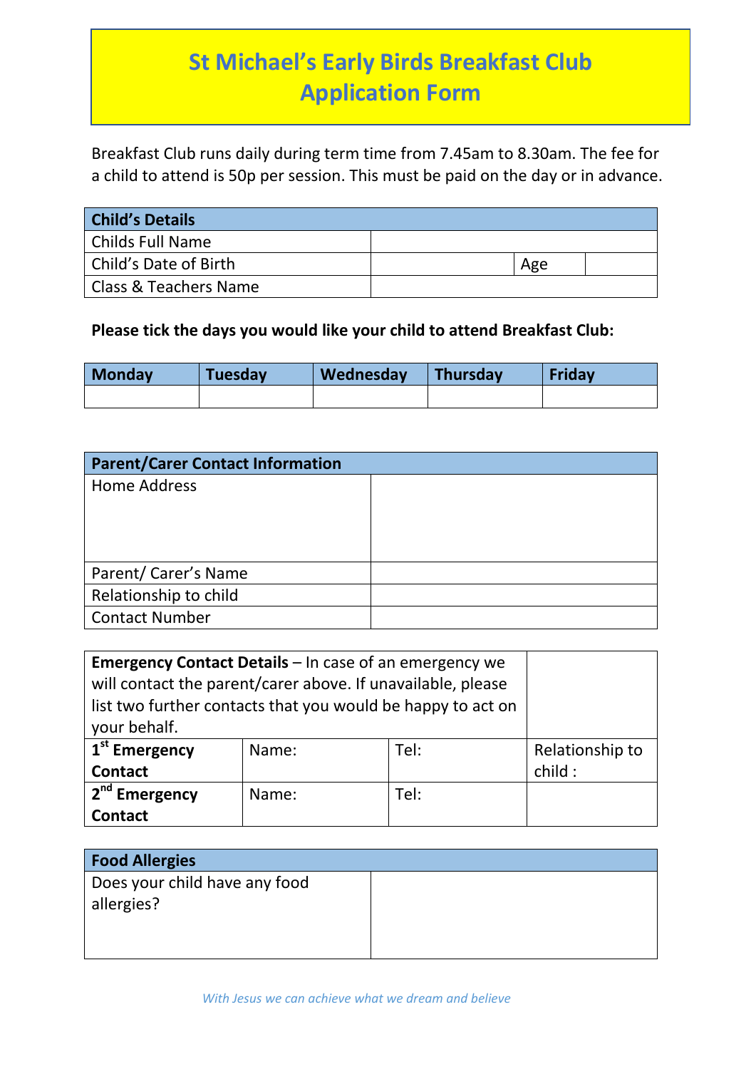# St Michael's Early Birds Breakfast Club
# Application Form

Breakfast Club runs daily during term time from 7.45am to 8.30am. The fee for a child to attend is 50p per session. This must be paid on the day or in advance.

| **Child's Details** | | | |
|---|---|---|---|
| Childs Full Name | | | |
| Child's Date of Birth | | Age | |
| Class & Teachers Name | | | |

**Please tick the days you would like your child to attend Breakfast Club:**

| **Monday** | **Tuesday** | **Wednesday** | **Thursday** | **Friday** |
|---|---|---|---|---|
| | | | | |

| **Parent/Carer Contact Information** | |
|---|---|
| Home Address | |
| Parent/ Carer's Name | |
| Relationship to child | |
| Contact Number | |

| **Emergency Contact Details** – In case of an emergency we will contact the parent/carer above. If unavailable, please list two further contacts that you would be happy to act on your behalf. | | | |
|---|---|---|---|
| **1st Emergency Contact** | Name: | Tel: | Relationship to child : |
| **2nd Emergency Contact** | Name: | Tel: | |

| **Food Allergies** | |
|---|---|
| Does your child have any food allergies? | |

*With Jesus we can achieve what we dream and believe*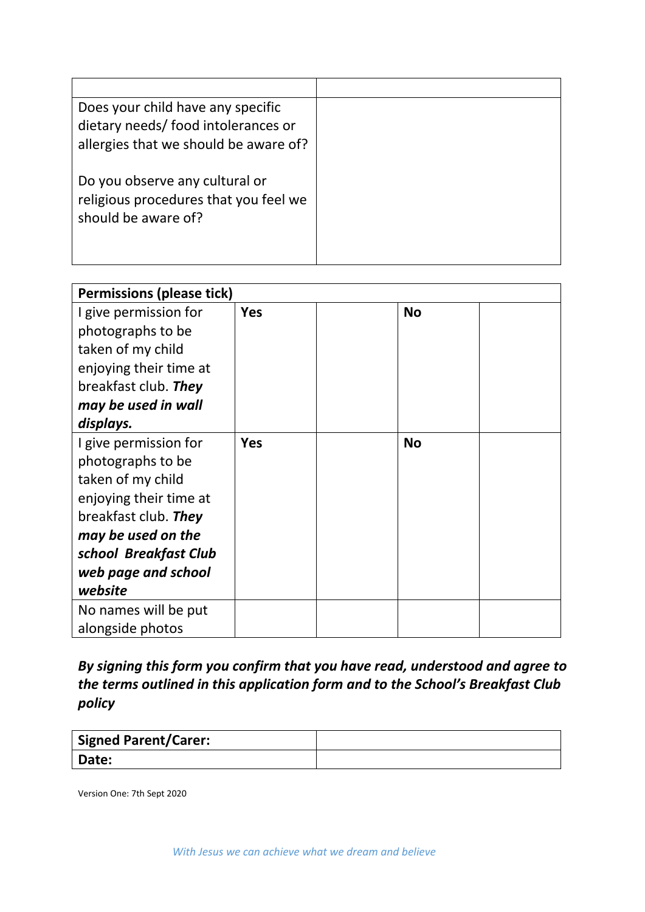| | |
|---|---|
| Does your child have any specific dietary needs/ food intolerances or allergies that we should be aware of?<br><br>Do you observe any cultural or religious procedures that you feel we should be aware of? | |

| Permissions (please tick) | | | | |
|---|---|---|---|---|
| I give permission for photographs to be taken of my child enjoying their time at breakfast club. ***They may be used in wall displays.*** | **Yes** | | **No** | |
| I give permission for photographs to be taken of my child enjoying their time at breakfast club. ***They may be used on the school Breakfast Club web page and school website*** | **Yes** | | **No** | |
| No names will be put alongside photos | | | | |

***By signing this form you confirm that you have read, understood and agree to the terms outlined in this application form and to the School's Breakfast Club policy***

| | |
|---|---|
| **Signed Parent/Carer:** | |
| **Date:** | |

Version One: 7th Sept 2020

*With Jesus we can achieve what we dream and believe*